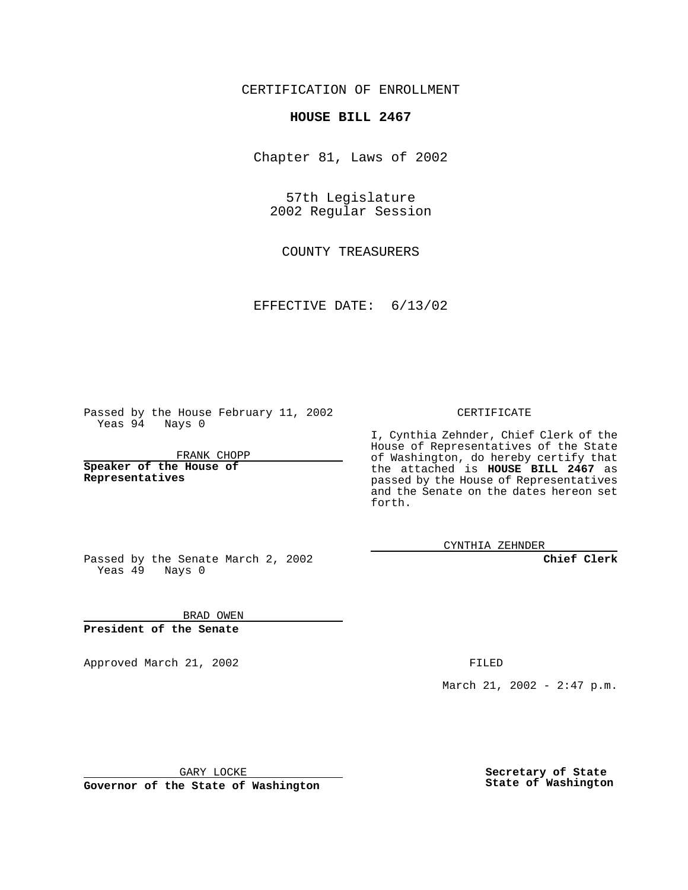CERTIFICATION OF ENROLLMENT

# HOUSE BILL 2467

Chapter 81, Laws of 2002

57th Legislature
2002 Regular Session

COUNTY TREASURERS

EFFECTIVE DATE: 6/13/02

Passed by the House February 11, 2002
Yeas 94 Nays 0

FRANK CHOPP
**Speaker of the House of Representatives**

Passed by the Senate March 2, 2002
Yeas 49 Nays 0

BRAD OWEN
**President of the Senate**

Approved March 21, 2002

GARY LOCKE
**Governor of the State of Washington**

CERTIFICATE

I, Cynthia Zehnder, Chief Clerk of the House of Representatives of the State of Washington, do hereby certify that the attached is **HOUSE BILL 2467** as passed by the House of Representatives and the Senate on the dates hereon set forth.

CYNTHIA ZEHNDER
**Chief Clerk**

FILED

March 21, 2002 - 2:47 p.m.

**Secretary of State**
**State of Washington**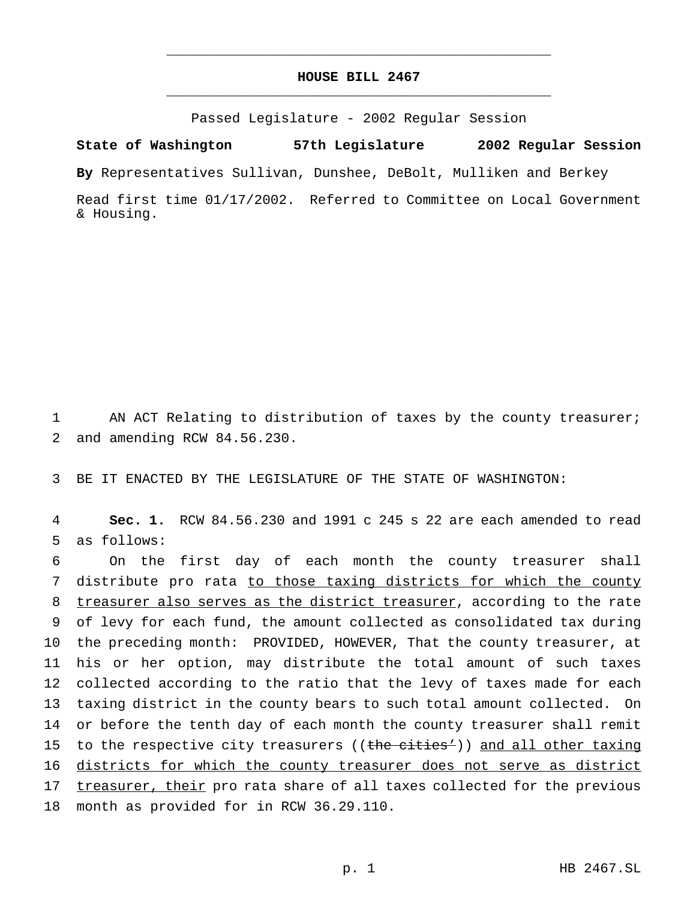# HOUSE BILL 2467

Passed Legislature - 2002 Regular Session

**State of Washington 57th Legislature 2002 Regular Session**

**By** Representatives Sullivan, Dunshee, DeBolt, Mulliken and Berkey

Read first time 01/17/2002. Referred to Committee on Local Government & Housing.

AN ACT Relating to distribution of taxes by the county treasurer; and amending RCW 84.56.230.

BE IT ENACTED BY THE LEGISLATURE OF THE STATE OF WASHINGTON:

**Sec. 1.** RCW 84.56.230 and 1991 c 245 s 22 are each amended to read as follows:

On the first day of each month the county treasurer shall distribute pro rata to those taxing districts for which the county treasurer also serves as the district treasurer, according to the rate of levy for each fund, the amount collected as consolidated tax during the preceding month: PROVIDED, HOWEVER, That the county treasurer, at his or her option, may distribute the total amount of such taxes collected according to the ratio that the levy of taxes made for each taxing district in the county bears to such total amount collected. On or before the tenth day of each month the county treasurer shall remit to the respective city treasurers ((~~the cities'~~)) and all other taxing districts for which the county treasurer does not serve as district treasurer, their pro rata share of all taxes collected for the previous month as provided for in RCW 36.29.110.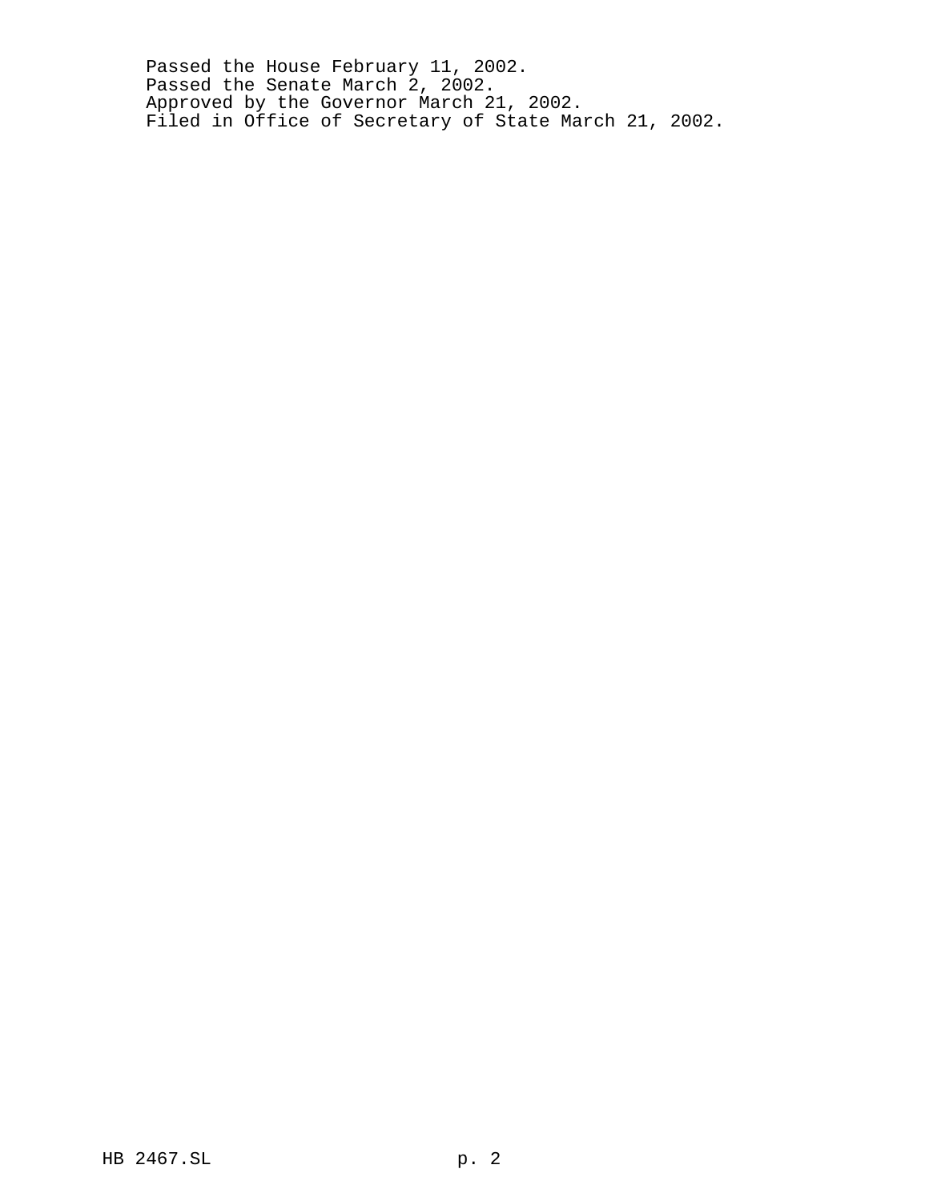Passed the House February 11, 2002.
Passed the Senate March 2, 2002.
Approved by the Governor March 21, 2002.
Filed in Office of Secretary of State March 21, 2002.